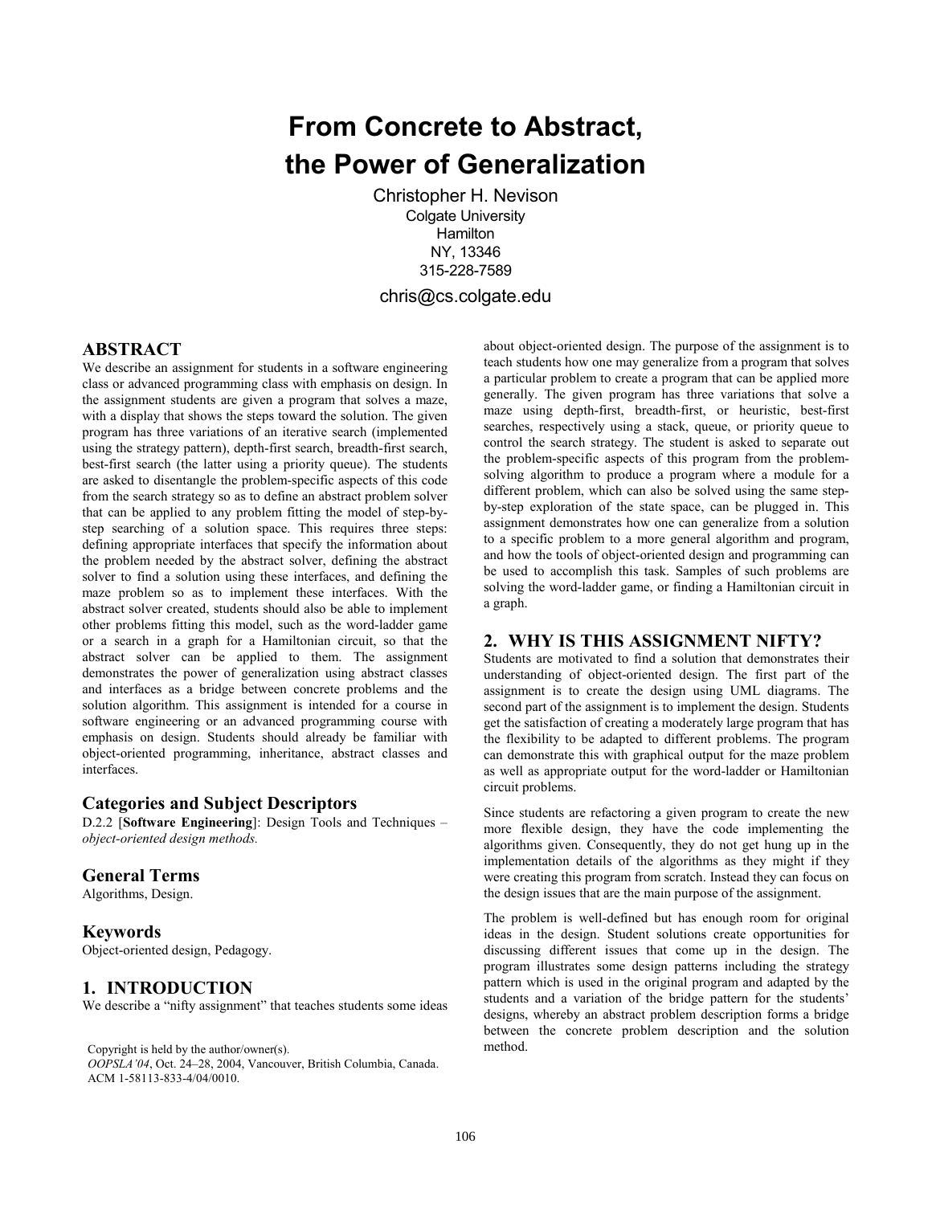# From Concrete to Abstract, the Power of Generalization

Christopher H. Nevison
Colgate University
Hamilton
NY, 13346
315-228-7589

chris@cs.colgate.edu

## ABSTRACT

We describe an assignment for students in a software engineering class or advanced programming class with emphasis on design. In the assignment students are given a program that solves a maze, with a display that shows the steps toward the solution. The given program has three variations of an iterative search (implemented using the strategy pattern), depth-first search, breadth-first search, best-first search (the latter using a priority queue). The students are asked to disentangle the problem-specific aspects of this code from the search strategy so as to define an abstract problem solver that can be applied to any problem fitting the model of step-by-step searching of a solution space. This requires three steps: defining appropriate interfaces that specify the information about the problem needed by the abstract solver, defining the abstract solver to find a solution using these interfaces, and defining the maze problem so as to implement these interfaces. With the abstract solver created, students should also be able to implement other problems fitting this model, such as the word-ladder game or a search in a graph for a Hamiltonian circuit, so that the abstract solver can be applied to them. The assignment demonstrates the power of generalization using abstract classes and interfaces as a bridge between concrete problems and the solution algorithm. This assignment is intended for a course in software engineering or an advanced programming course with emphasis on design. Students should already be familiar with object-oriented programming, inheritance, abstract classes and interfaces.

### Categories and Subject Descriptors

D.2.2 [**Software Engineering**]: Design Tools and Techniques – *object-oriented design methods.*

### General Terms

Algorithms, Design.

### Keywords

Object-oriented design, Pedagogy.

## 1. INTRODUCTION

We describe a "nifty assignment" that teaches students some ideas about object-oriented design. The purpose of the assignment is to teach students how one may generalize from a program that solves a particular problem to create a program that can be applied more generally. The given program has three variations that solve a maze using depth-first, breadth-first, or heuristic, best-first searches, respectively using a stack, queue, or priority queue to control the search strategy. The student is asked to separate out the problem-specific aspects of this program from the problem-solving algorithm to produce a program where a module for a different problem, which can also be solved using the same step-by-step exploration of the state space, can be plugged in. This assignment demonstrates how one can generalize from a solution to a specific problem to a more general algorithm and program, and how the tools of object-oriented design and programming can be used to accomplish this task. Samples of such problems are solving the word-ladder game, or finding a Hamiltonian circuit in a graph.

Copyright is held by the author/owner(s).
*OOPSLA'04*, Oct. 24–28, 2004, Vancouver, British Columbia, Canada.
ACM 1-58113-833-4/04/0010.

## 2. WHY IS THIS ASSIGNMENT NIFTY?

Students are motivated to find a solution that demonstrates their understanding of object-oriented design. The first part of the assignment is to create the design using UML diagrams. The second part of the assignment is to implement the design. Students get the satisfaction of creating a moderately large program that has the flexibility to be adapted to different problems. The program can demonstrate this with graphical output for the maze problem as well as appropriate output for the word-ladder or Hamiltonian circuit problems.

Since students are refactoring a given program to create the new more flexible design, they have the code implementing the algorithms given. Consequently, they do not get hung up in the implementation details of the algorithms as they might if they were creating this program from scratch. Instead they can focus on the design issues that are the main purpose of the assignment.

The problem is well-defined but has enough room for original ideas in the design. Student solutions create opportunities for discussing different issues that come up in the design. The program illustrates some design patterns including the strategy pattern which is used in the original program and adapted by the students and a variation of the bridge pattern for the students' designs, whereby an abstract problem description forms a bridge between the concrete problem description and the solution method.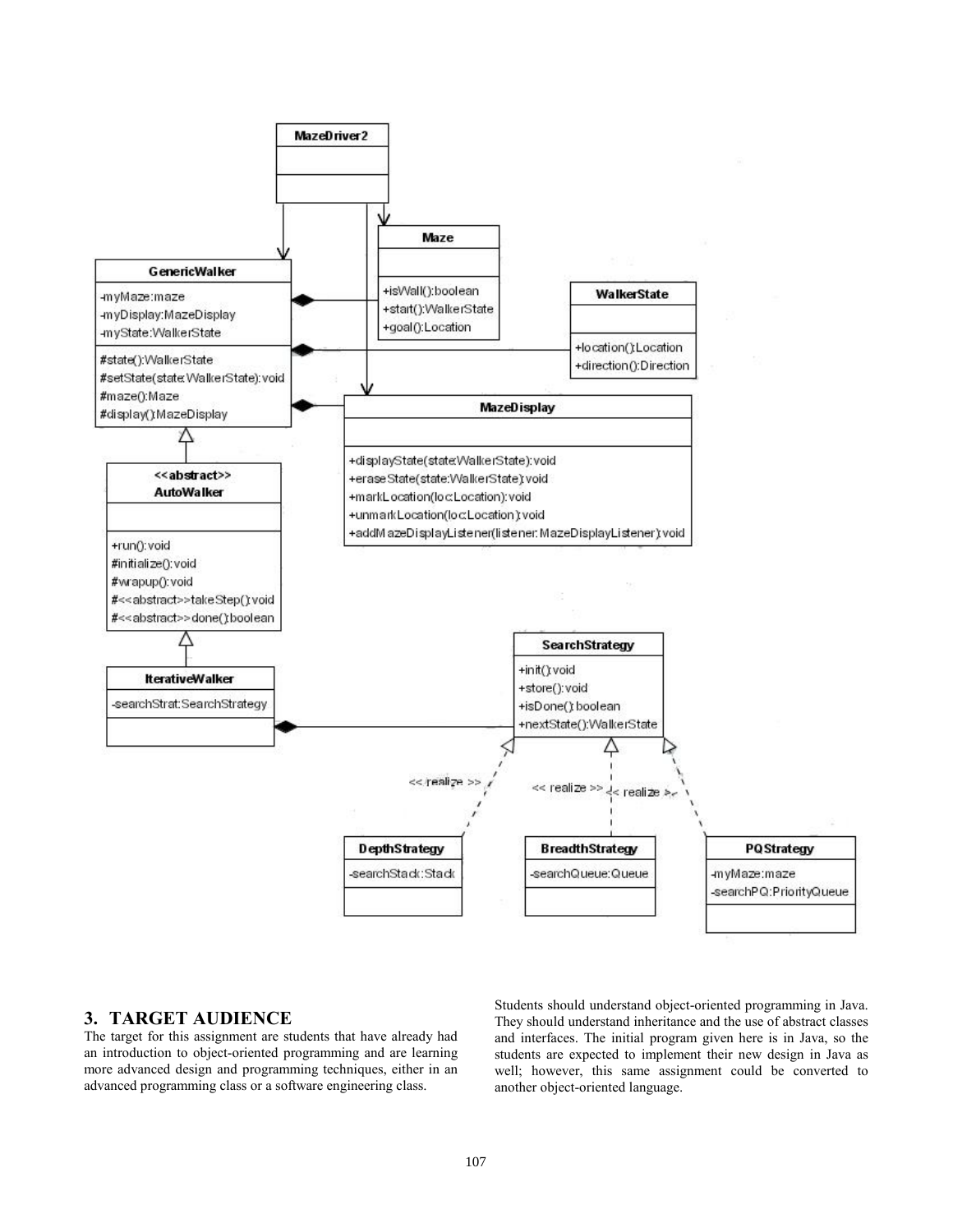## 3. TARGET AUDIENCE

The target for this assignment are students that have already had an introduction to object-oriented programming and are learning more advanced design and programming techniques, either in an advanced programming class or a software engineering class.

Students should understand object-oriented programming in Java. They should understand inheritance and the use of abstract classes and interfaces. The initial program given here is in Java, so the students are expected to implement their new design in Java as well; however, this same assignment could be converted to another object-oriented language.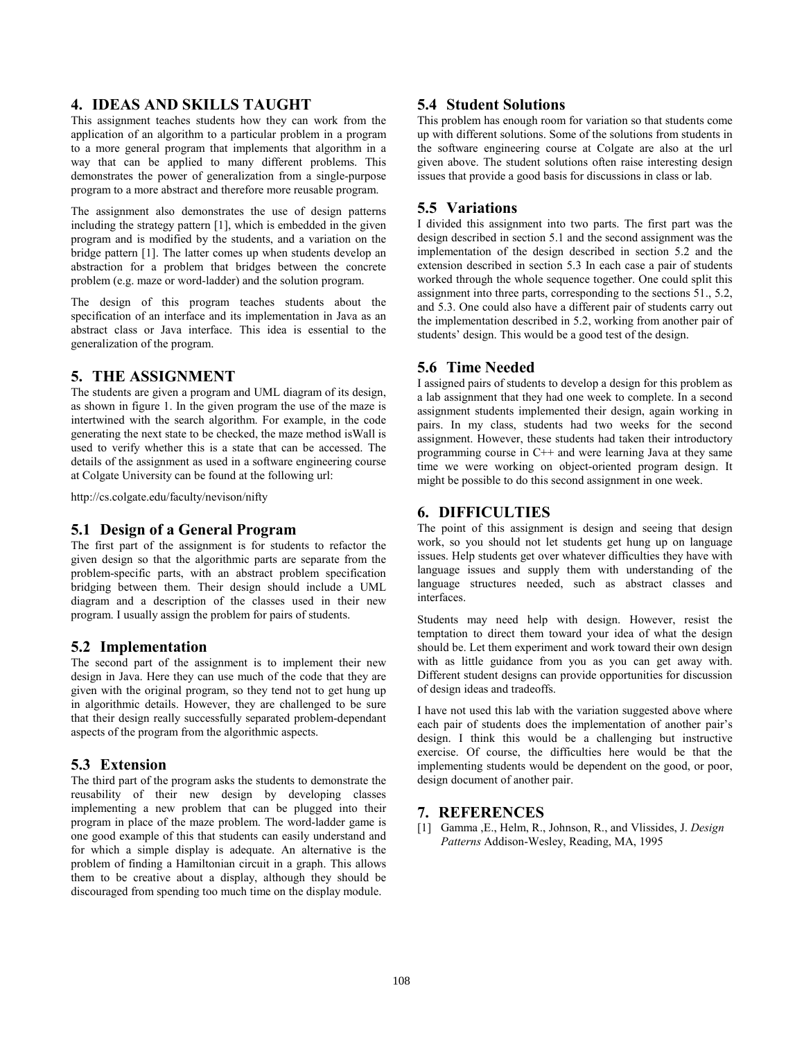## 4. IDEAS AND SKILLS TAUGHT

This assignment teaches students how they can work from the application of an algorithm to a particular problem in a program to a more general program that implements that algorithm in a way that can be applied to many different problems. This demonstrates the power of generalization from a single-purpose program to a more abstract and therefore more reusable program.

The assignment also demonstrates the use of design patterns including the strategy pattern [1], which is embedded in the given program and is modified by the students, and a variation on the bridge pattern [1]. The latter comes up when students develop an abstraction for a problem that bridges between the concrete problem (e.g. maze or word-ladder) and the solution program.

The design of this program teaches students about the specification of an interface and its implementation in Java as an abstract class or Java interface. This idea is essential to the generalization of the program.

## 5. THE ASSIGNMENT

The students are given a program and UML diagram of its design, as shown in figure 1. In the given program the use of the maze is intertwined with the search algorithm. For example, in the code generating the next state to be checked, the maze method isWall is used to verify whether this is a state that can be accessed. The details of the assignment as used in a software engineering course at Colgate University can be found at the following url:

http://cs.colgate.edu/faculty/nevison/nifty

### 5.1 Design of a General Program

The first part of the assignment is for students to refactor the given design so that the algorithmic parts are separate from the problem-specific parts, with an abstract problem specification bridging between them. Their design should include a UML diagram and a description of the classes used in their new program. I usually assign the problem for pairs of students.

### 5.2 Implementation

The second part of the assignment is to implement their new design in Java. Here they can use much of the code that they are given with the original program, so they tend not to get hung up in algorithmic details. However, they are challenged to be sure that their design really successfully separated problem-dependant aspects of the program from the algorithmic aspects.

### 5.3 Extension

The third part of the program asks the students to demonstrate the reusability of their new design by developing classes implementing a new problem that can be plugged into their program in place of the maze problem. The word-ladder game is one good example of this that students can easily understand and for which a simple display is adequate. An alternative is the problem of finding a Hamiltonian circuit in a graph. This allows them to be creative about a display, although they should be discouraged from spending too much time on the display module.

### 5.4 Student Solutions

This problem has enough room for variation so that students come up with different solutions. Some of the solutions from students in the software engineering course at Colgate are also at the url given above. The student solutions often raise interesting design issues that provide a good basis for discussions in class or lab.

### 5.5 Variations

I divided this assignment into two parts. The first part was the design described in section 5.1 and the second assignment was the implementation of the design described in section 5.2 and the extension described in section 5.3 In each case a pair of students worked through the whole sequence together. One could split this assignment into three parts, corresponding to the sections 51., 5.2, and 5.3. One could also have a different pair of students carry out the implementation described in 5.2, working from another pair of students' design. This would be a good test of the design.

### 5.6 Time Needed

I assigned pairs of students to develop a design for this problem as a lab assignment that they had one week to complete. In a second assignment students implemented their design, again working in pairs. In my class, students had two weeks for the second assignment. However, these students had taken their introductory programming course in C++ and were learning Java at they same time we were working on object-oriented program design. It might be possible to do this second assignment in one week.

## 6. DIFFICULTIES

The point of this assignment is design and seeing that design work, so you should not let students get hung up on language issues. Help students get over whatever difficulties they have with language issues and supply them with understanding of the language structures needed, such as abstract classes and interfaces.

Students may need help with design. However, resist the temptation to direct them toward your idea of what the design should be. Let them experiment and work toward their own design with as little guidance from you as you can get away with. Different student designs can provide opportunities for discussion of design ideas and tradeoffs.

I have not used this lab with the variation suggested above where each pair of students does the implementation of another pair's design. I think this would be a challenging but instructive exercise. Of course, the difficulties here would be that the implementing students would be dependent on the good, or poor, design document of another pair.

## 7. REFERENCES

[1] Gamma ,E., Helm, R., Johnson, R., and Vlissides, J. *Design Patterns* Addison-Wesley, Reading, MA, 1995